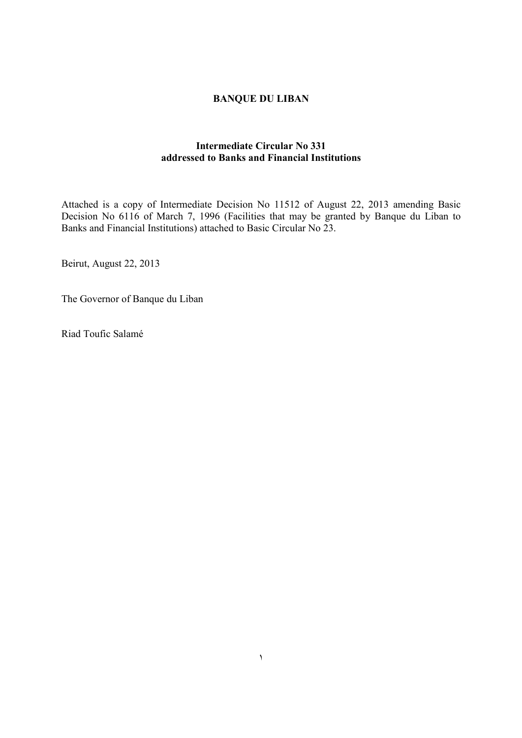**BANQUE DU LIBAN**

**Intermediate Circular No 331**
**addressed to Banks and Financial Institutions**

Attached is a copy of Intermediate Decision No 11512 of August 22, 2013 amending Basic Decision No 6116 of March 7, 1996 (Facilities that may be granted by Banque du Liban to Banks and Financial Institutions) attached to Basic Circular No 23.

Beirut, August 22, 2013

The Governor of Banque du Liban

Riad Toufic Salamé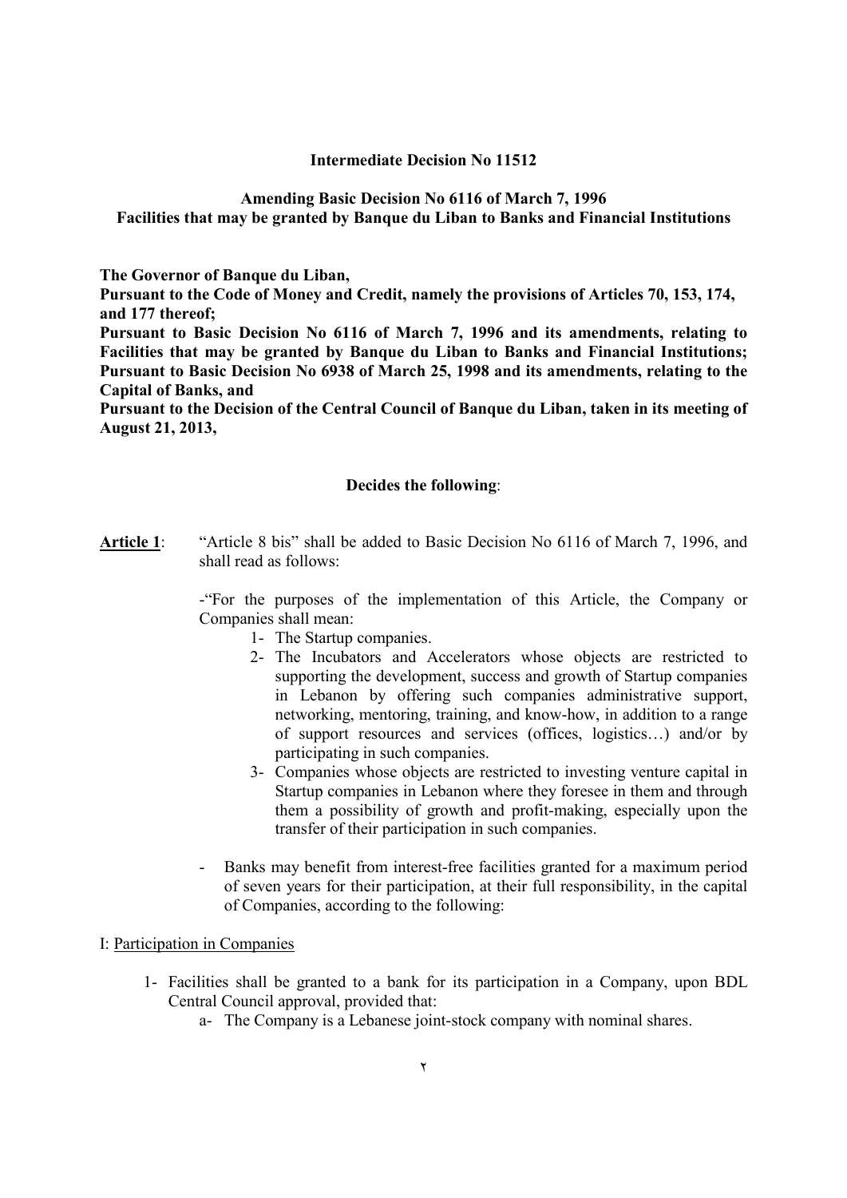**Intermediate Decision No 11512**

**Amending Basic Decision No 6116 of March 7, 1996**
**Facilities that may be granted by Banque du Liban to Banks and Financial Institutions**

**The Governor of Banque du Liban,**

**Pursuant to the Code of Money and Credit, namely the provisions of Articles 70, 153, 174, and 177 thereof;**

**Pursuant to Basic Decision No 6116 of March 7, 1996 and its amendments, relating to Facilities that may be granted by Banque du Liban to Banks and Financial Institutions;**

**Pursuant to Basic Decision No 6938 of March 25, 1998 and its amendments, relating to the Capital of Banks, and**

**Pursuant to the Decision of the Central Council of Banque du Liban, taken in its meeting of August 21, 2013,**

**Decides the following**:

**Article 1**: "Article 8 bis" shall be added to Basic Decision No 6116 of March 7, 1996, and shall read as follows:

-"For the purposes of the implementation of this Article, the Company or Companies shall mean:

1- The Startup companies.
2- The Incubators and Accelerators whose objects are restricted to supporting the development, success and growth of Startup companies in Lebanon by offering such companies administrative support, networking, mentoring, training, and know-how, in addition to a range of support resources and services (offices, logistics…) and/or by participating in such companies.
3- Companies whose objects are restricted to investing venture capital in Startup companies in Lebanon where they foresee in them and through them a possibility of growth and profit-making, especially upon the transfer of their participation in such companies.

- Banks may benefit from interest-free facilities granted for a maximum period of seven years for their participation, at their full responsibility, in the capital of Companies, according to the following:

I: Participation in Companies

1- Facilities shall be granted to a bank for its participation in a Company, upon BDL Central Council approval, provided that:
   a- The Company is a Lebanese joint-stock company with nominal shares.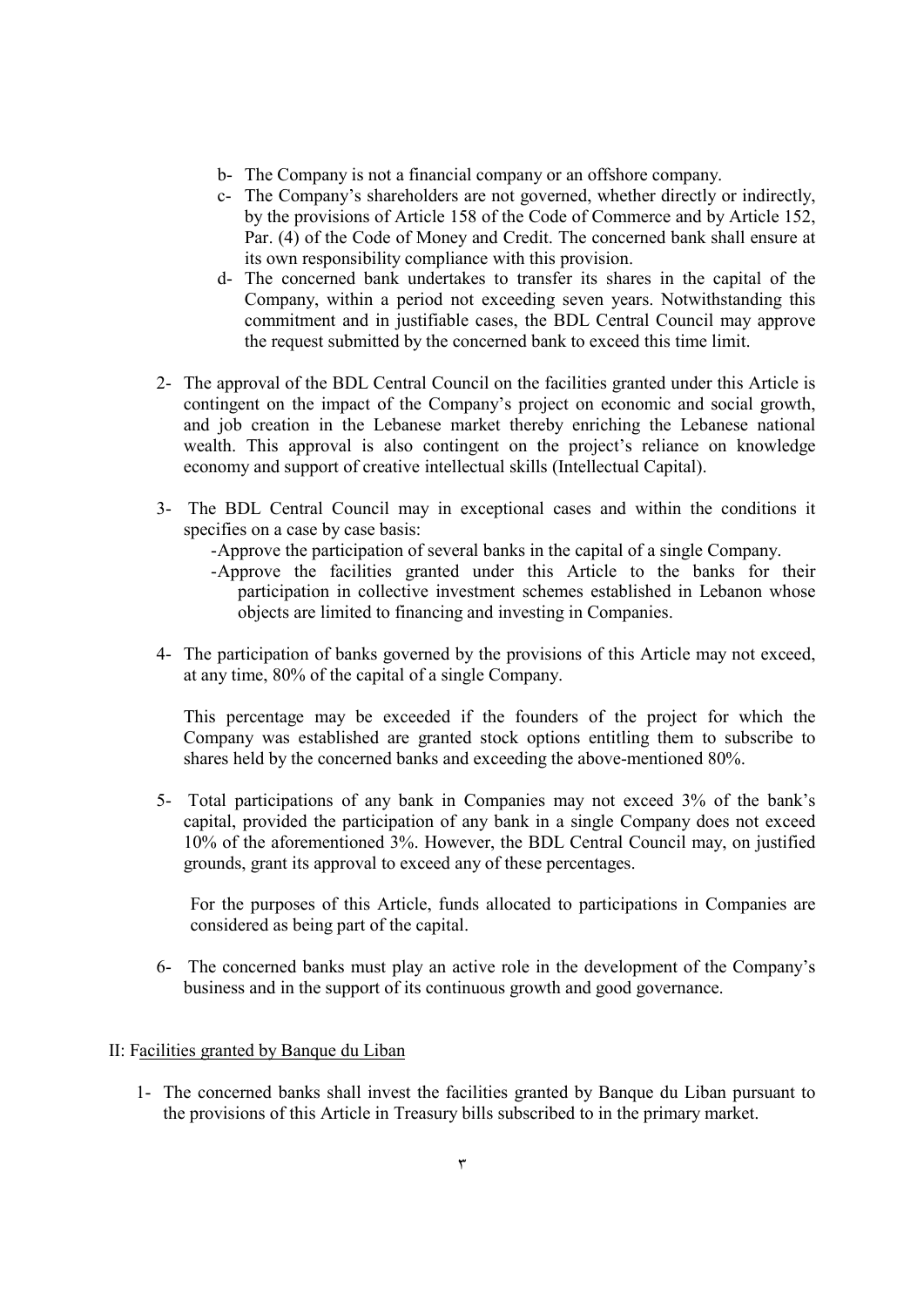b- The Company is not a financial company or an offshore company.

c- The Company's shareholders are not governed, whether directly or indirectly, by the provisions of Article 158 of the Code of Commerce and by Article 152, Par. (4) of the Code of Money and Credit. The concerned bank shall ensure at its own responsibility compliance with this provision.

d- The concerned bank undertakes to transfer its shares in the capital of the Company, within a period not exceeding seven years. Notwithstanding this commitment and in justifiable cases, the BDL Central Council may approve the request submitted by the concerned bank to exceed this time limit.

2- The approval of the BDL Central Council on the facilities granted under this Article is contingent on the impact of the Company's project on economic and social growth, and job creation in the Lebanese market thereby enriching the Lebanese national wealth. This approval is also contingent on the project's reliance on knowledge economy and support of creative intellectual skills (Intellectual Capital).

3- The BDL Central Council may in exceptional cases and within the conditions it specifies on a case by case basis:

- Approve the participation of several banks in the capital of a single Company.
- Approve the facilities granted under this Article to the banks for their participation in collective investment schemes established in Lebanon whose objects are limited to financing and investing in Companies.

4- The participation of banks governed by the provisions of this Article may not exceed, at any time, 80% of the capital of a single Company.

This percentage may be exceeded if the founders of the project for which the Company was established are granted stock options entitling them to subscribe to shares held by the concerned banks and exceeding the above-mentioned 80%.

5- Total participations of any bank in Companies may not exceed 3% of the bank's capital, provided the participation of any bank in a single Company does not exceed 10% of the aforementioned 3%. However, the BDL Central Council may, on justified grounds, grant its approval to exceed any of these percentages.

For the purposes of this Article, funds allocated to participations in Companies are considered as being part of the capital.

6- The concerned banks must play an active role in the development of the Company's business and in the support of its continuous growth and good governance.

II: Facilities granted by Banque du Liban

1- The concerned banks shall invest the facilities granted by Banque du Liban pursuant to the provisions of this Article in Treasury bills subscribed to in the primary market.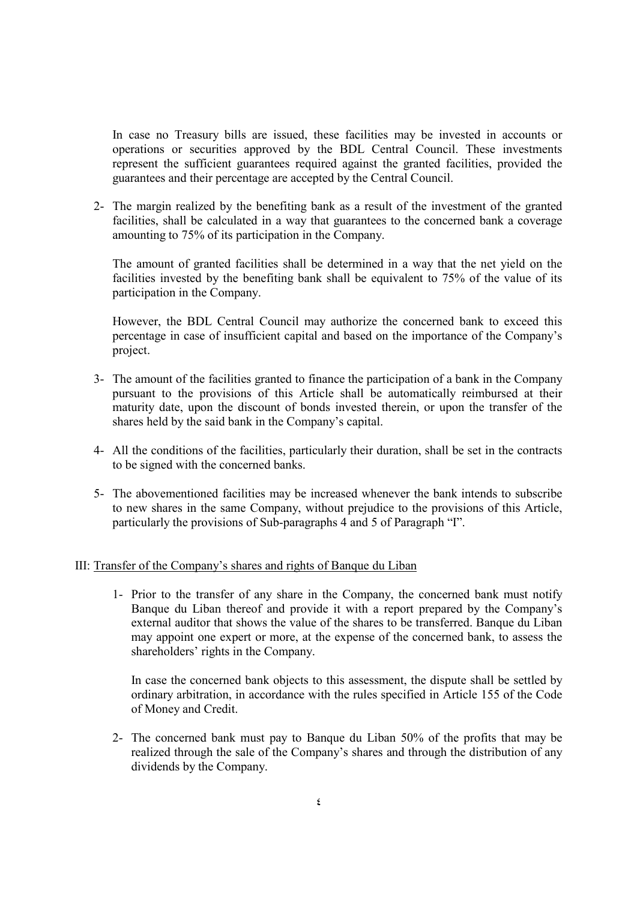In case no Treasury bills are issued, these facilities may be invested in accounts or operations or securities approved by the BDL Central Council. These investments represent the sufficient guarantees required against the granted facilities, provided the guarantees and their percentage are accepted by the Central Council.

2- The margin realized by the benefiting bank as a result of the investment of the granted facilities, shall be calculated in a way that guarantees to the concerned bank a coverage amounting to 75% of its participation in the Company.

   The amount of granted facilities shall be determined in a way that the net yield on the facilities invested by the benefiting bank shall be equivalent to 75% of the value of its participation in the Company.

   However, the BDL Central Council may authorize the concerned bank to exceed this percentage in case of insufficient capital and based on the importance of the Company's project.

3- The amount of the facilities granted to finance the participation of a bank in the Company pursuant to the provisions of this Article shall be automatically reimbursed at their maturity date, upon the discount of bonds invested therein, or upon the transfer of the shares held by the said bank in the Company's capital.

4- All the conditions of the facilities, particularly their duration, shall be set in the contracts to be signed with the concerned banks.

5- The abovementioned facilities may be increased whenever the bank intends to subscribe to new shares in the same Company, without prejudice to the provisions of this Article, particularly the provisions of Sub-paragraphs 4 and 5 of Paragraph "I".

III: Transfer of the Company's shares and rights of Banque du Liban

1- Prior to the transfer of any share in the Company, the concerned bank must notify Banque du Liban thereof and provide it with a report prepared by the Company's external auditor that shows the value of the shares to be transferred. Banque du Liban may appoint one expert or more, at the expense of the concerned bank, to assess the shareholders' rights in the Company.

   In case the concerned bank objects to this assessment, the dispute shall be settled by ordinary arbitration, in accordance with the rules specified in Article 155 of the Code of Money and Credit.

2- The concerned bank must pay to Banque du Liban 50% of the profits that may be realized through the sale of the Company's shares and through the distribution of any dividends by the Company.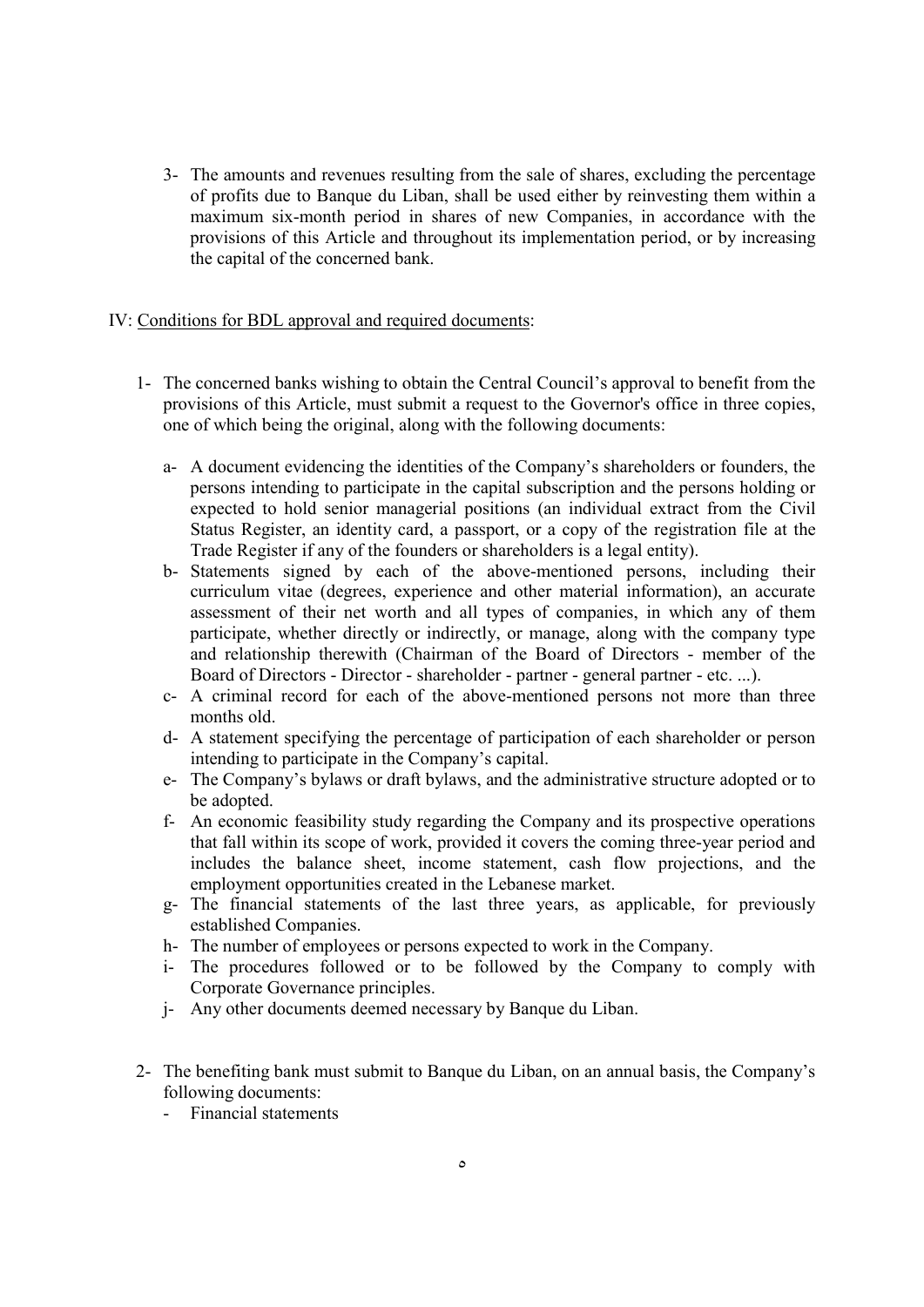3- The amounts and revenues resulting from the sale of shares, excluding the percentage of profits due to Banque du Liban, shall be used either by reinvesting them within a maximum six-month period in shares of new Companies, in accordance with the provisions of this Article and throughout its implementation period, or by increasing the capital of the concerned bank.

IV: Conditions for BDL approval and required documents:

1- The concerned banks wishing to obtain the Central Council's approval to benefit from the provisions of this Article, must submit a request to the Governor's office in three copies, one of which being the original, along with the following documents:

   a- A document evidencing the identities of the Company's shareholders or founders, the persons intending to participate in the capital subscription and the persons holding or expected to hold senior managerial positions (an individual extract from the Civil Status Register, an identity card, a passport, or a copy of the registration file at the Trade Register if any of the founders or shareholders is a legal entity).
   b- Statements signed by each of the above-mentioned persons, including their curriculum vitae (degrees, experience and other material information), an accurate assessment of their net worth and all types of companies, in which any of them participate, whether directly or indirectly, or manage, along with the company type and relationship therewith (Chairman of the Board of Directors - member of the Board of Directors - Director - shareholder - partner - general partner - etc. ...).
   c- A criminal record for each of the above-mentioned persons not more than three months old.
   d- A statement specifying the percentage of participation of each shareholder or person intending to participate in the Company's capital.
   e- The Company's bylaws or draft bylaws, and the administrative structure adopted or to be adopted.
   f- An economic feasibility study regarding the Company and its prospective operations that fall within its scope of work, provided it covers the coming three-year period and includes the balance sheet, income statement, cash flow projections, and the employment opportunities created in the Lebanese market.
   g- The financial statements of the last three years, as applicable, for previously established Companies.
   h- The number of employees or persons expected to work in the Company.
   i- The procedures followed or to be followed by the Company to comply with Corporate Governance principles.
   j- Any other documents deemed necessary by Banque du Liban.

2- The benefiting bank must submit to Banque du Liban, on an annual basis, the Company's following documents:
   - Financial statements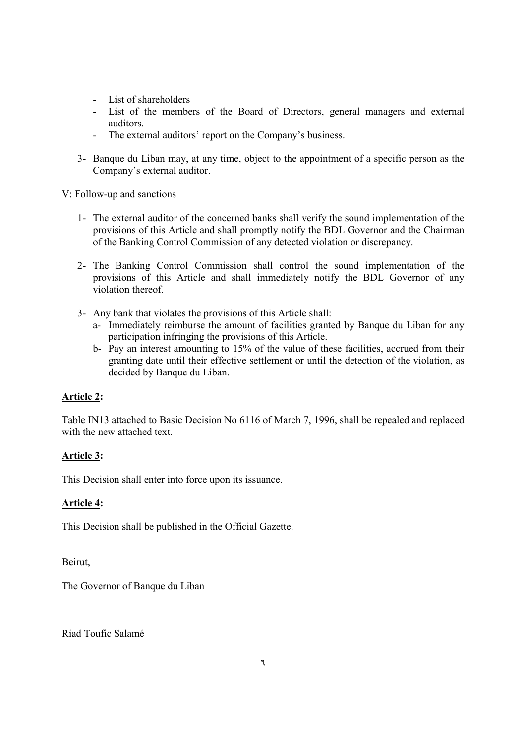- List of shareholders
- List of the members of the Board of Directors, general managers and external auditors.
- The external auditors' report on the Company's business.

3- Banque du Liban may, at any time, object to the appointment of a specific person as the Company's external auditor.

V: Follow-up and sanctions

1- The external auditor of the concerned banks shall verify the sound implementation of the provisions of this Article and shall promptly notify the BDL Governor and the Chairman of the Banking Control Commission of any detected violation or discrepancy.

2- The Banking Control Commission shall control the sound implementation of the provisions of this Article and shall immediately notify the BDL Governor of any violation thereof.

3- Any bank that violates the provisions of this Article shall:
   a- Immediately reimburse the amount of facilities granted by Banque du Liban for any participation infringing the provisions of this Article.
   b- Pay an interest amounting to 15% of the value of these facilities, accrued from their granting date until their effective settlement or until the detection of the violation, as decided by Banque du Liban.

**Article 2:**

Table IN13 attached to Basic Decision No 6116 of March 7, 1996, shall be repealed and replaced with the new attached text.

**Article 3:**

This Decision shall enter into force upon its issuance.

**Article 4:**

This Decision shall be published in the Official Gazette.

Beirut,

The Governor of Banque du Liban

Riad Toufic Salamé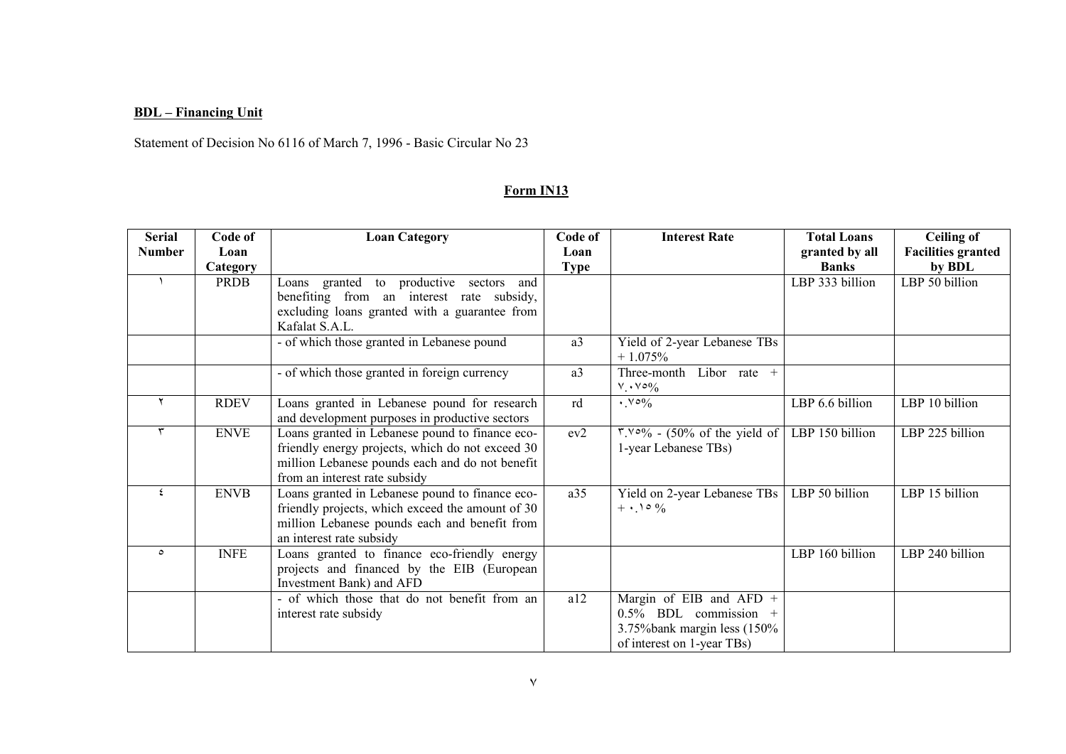**BDL – Financing Unit**

Statement of Decision No 6116 of March 7, 1996 - Basic Circular No 23

**Form IN13**

| Serial Number | Code of Loan Category | Loan Category | Code of Loan Type | Interest Rate | Total Loans granted by all Banks | Ceiling of Facilities granted by BDL |
|---|---|---|---|---|---|---|
| ١ | PRDB | Loans granted to productive sectors and benefiting from an interest rate subsidy, excluding loans granted with a guarantee from Kafalat S.A.L. | | | LBP 333 billion | LBP 50 billion |
| | | - of which those granted in Lebanese pound | a3 | Yield of 2-year Lebanese TBs + 1.075% | | |
| | | - of which those granted in foreign currency | a3 | Three-month Libor rate + ٧.٠٧٥% | | |
| ٢ | RDEV | Loans granted in Lebanese pound for research and development purposes in productive sectors | rd | ٠.٧٥% | LBP 6.6 billion | LBP 10 billion |
| ٣ | ENVE | Loans granted in Lebanese pound to finance eco-friendly energy projects, which do not exceed 30 million Lebanese pounds each and do not benefit from an interest rate subsidy | ev2 | ٣.٧٥% - (50% of the yield of 1-year Lebanese TBs) | LBP 150 billion | LBP 225 billion |
| ٤ | ENVB | Loans granted in Lebanese pound to finance eco-friendly projects, which exceed the amount of 30 million Lebanese pounds each and benefit from an interest rate subsidy | a35 | Yield on 2-year Lebanese TBs + ٠.١٥ % | LBP 50 billion | LBP 15 billion |
| ٥ | INFE | Loans granted to finance eco-friendly energy projects and financed by the EIB (European Investment Bank) and AFD | | | LBP 160 billion | LBP 240 billion |
| | | - of which those that do not benefit from an interest rate subsidy | a12 | Margin of EIB and AFD + 0.5% BDL commission + 3.75%bank margin less (150% of interest on 1-year TBs) | | |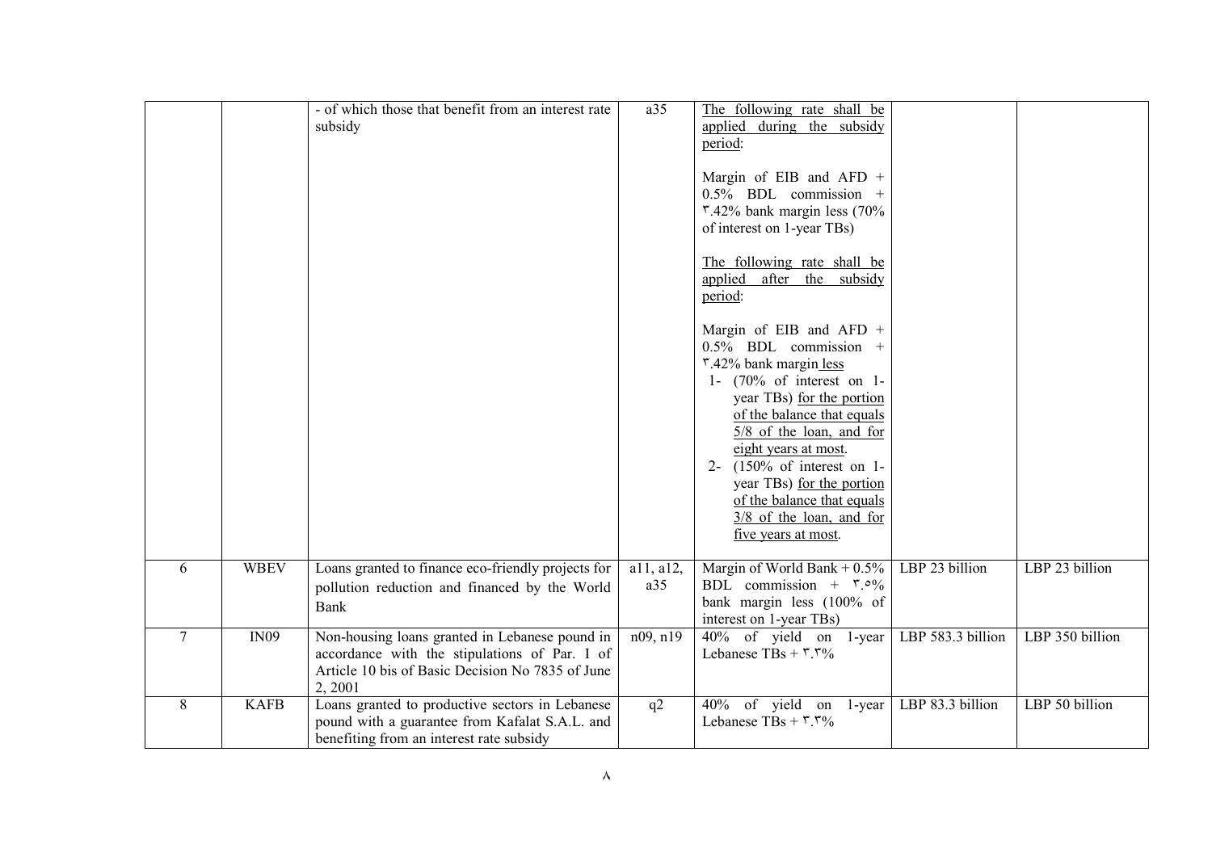| | | | | | | |
|---|---|---|---|---|---|---|
| | | - of which those that benefit from an interest rate subsidy | a35 | The following rate shall be applied during the subsidy period:<br><br>Margin of EIB and AFD + 0.5% BDL commission + ٣.42% bank margin less (70% of interest on 1-year TBs)<br><br>The following rate shall be applied after the subsidy period:<br><br>Margin of EIB and AFD + 0.5% BDL commission + ٣.42% bank margin less<br>1- (70% of interest on 1-year TBs) for the portion of the balance that equals 5/8 of the loan, and for eight years at most.<br>2- (150% of interest on 1-year TBs) for the portion of the balance that equals 3/8 of the loan, and for five years at most. | | |
| 6 | WBEV | Loans granted to finance eco-friendly projects for pollution reduction and financed by the World Bank | a11, a12, a35 | Margin of World Bank + 0.5% BDL commission + ٣.٥% bank margin less (100% of interest on 1-year TBs) | LBP 23 billion | LBP 23 billion |
| 7 | IN09 | Non-housing loans granted in Lebanese pound in accordance with the stipulations of Par. I of Article 10 bis of Basic Decision No 7835 of June 2, 2001 | n09, n19 | 40% of yield on 1-year Lebanese TBs + ٣.٣% | LBP 583.3 billion | LBP 350 billion |
| 8 | KAFB | Loans granted to productive sectors in Lebanese pound with a guarantee from Kafalat S.A.L. and benefiting from an interest rate subsidy | q2 | 40% of yield on 1-year Lebanese TBs + ٣.٣% | LBP 83.3 billion | LBP 50 billion |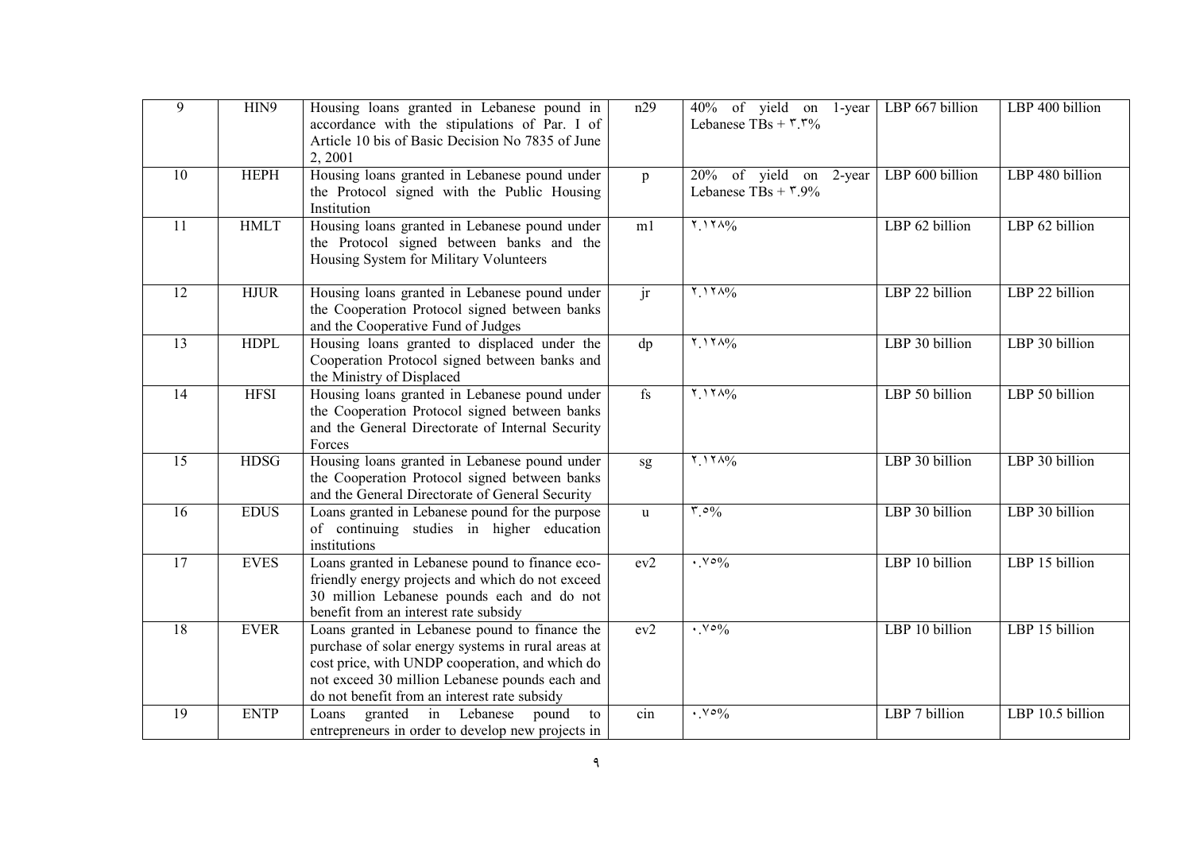| 9 | HIN9 | Housing loans granted in Lebanese pound in accordance with the stipulations of Par. I of Article 10 bis of Basic Decision No 7835 of June 2, 2001 | n29 | 40% of yield on 1-year Lebanese TBs + ٣.٣% | LBP 667 billion | LBP 400 billion |
|---|---|---|---|---|---|---|
| 10 | HEPH | Housing loans granted in Lebanese pound under the Protocol signed with the Public Housing Institution | p | 20% of yield on 2-year Lebanese TBs + ٣.9% | LBP 600 billion | LBP 480 billion |
| 11 | HMLT | Housing loans granted in Lebanese pound under the Protocol signed between banks and the Housing System for Military Volunteers | m1 | ٢.١٢٨% | LBP 62 billion | LBP 62 billion |
| 12 | HJUR | Housing loans granted in Lebanese pound under the Cooperation Protocol signed between banks and the Cooperative Fund of Judges | jr | ٢.١٢٨% | LBP 22 billion | LBP 22 billion |
| 13 | HDPL | Housing loans granted to displaced under the Cooperation Protocol signed between banks and the Ministry of Displaced | dp | ٢.١٢٨% | LBP 30 billion | LBP 30 billion |
| 14 | HFSI | Housing loans granted in Lebanese pound under the Cooperation Protocol signed between banks and the General Directorate of Internal Security Forces | fs | ٢.١٢٨% | LBP 50 billion | LBP 50 billion |
| 15 | HDSG | Housing loans granted in Lebanese pound under the Cooperation Protocol signed between banks and the General Directorate of General Security | sg | ٢.١٢٨% | LBP 30 billion | LBP 30 billion |
| 16 | EDUS | Loans granted in Lebanese pound for the purpose of continuing studies in higher education institutions | u | ٣.٥% | LBP 30 billion | LBP 30 billion |
| 17 | EVES | Loans granted in Lebanese pound to finance eco-friendly energy projects and which do not exceed 30 million Lebanese pounds each and do not benefit from an interest rate subsidy | ev2 | ٠.٧٥% | LBP 10 billion | LBP 15 billion |
| 18 | EVER | Loans granted in Lebanese pound to finance the purchase of solar energy systems in rural areas at cost price, with UNDP cooperation, and which do not exceed 30 million Lebanese pounds each and do not benefit from an interest rate subsidy | ev2 | ٠.٧٥% | LBP 10 billion | LBP 15 billion |
| 19 | ENTP | Loans granted in Lebanese pound to entrepreneurs in order to develop new projects in | cin | ٠.٧٥% | LBP 7 billion | LBP 10.5 billion |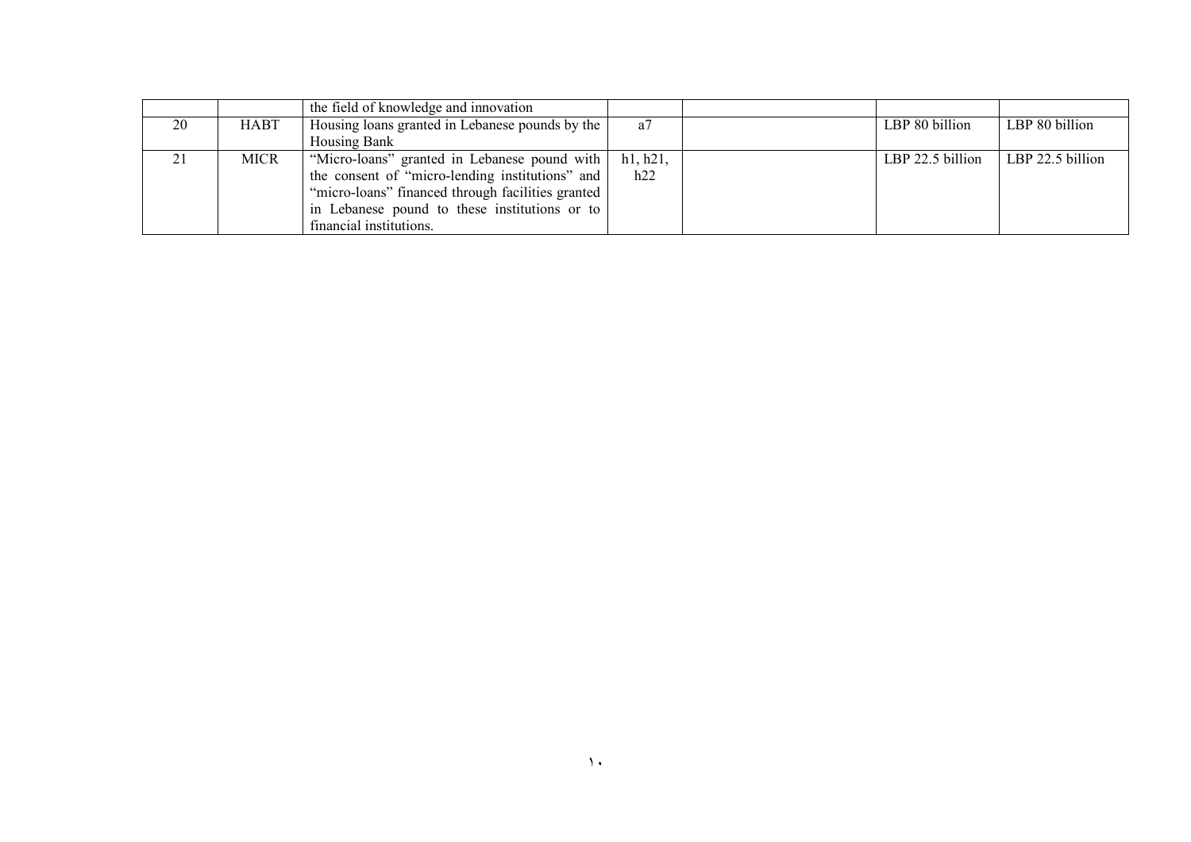| | | | | | | |
|---|---|---|---|---|---|---|
| | | the field of knowledge and innovation | | | | |
| 20 | HABT | Housing loans granted in Lebanese pounds by the Housing Bank | a7 | | LBP 80 billion | LBP 80 billion |
| 21 | MICR | "Micro-loans" granted in Lebanese pound with the consent of "micro-lending institutions" and "micro-loans" financed through facilities granted in Lebanese pound to these institutions or to financial institutions. | h1, h21, h22 | | LBP 22.5 billion | LBP 22.5 billion |